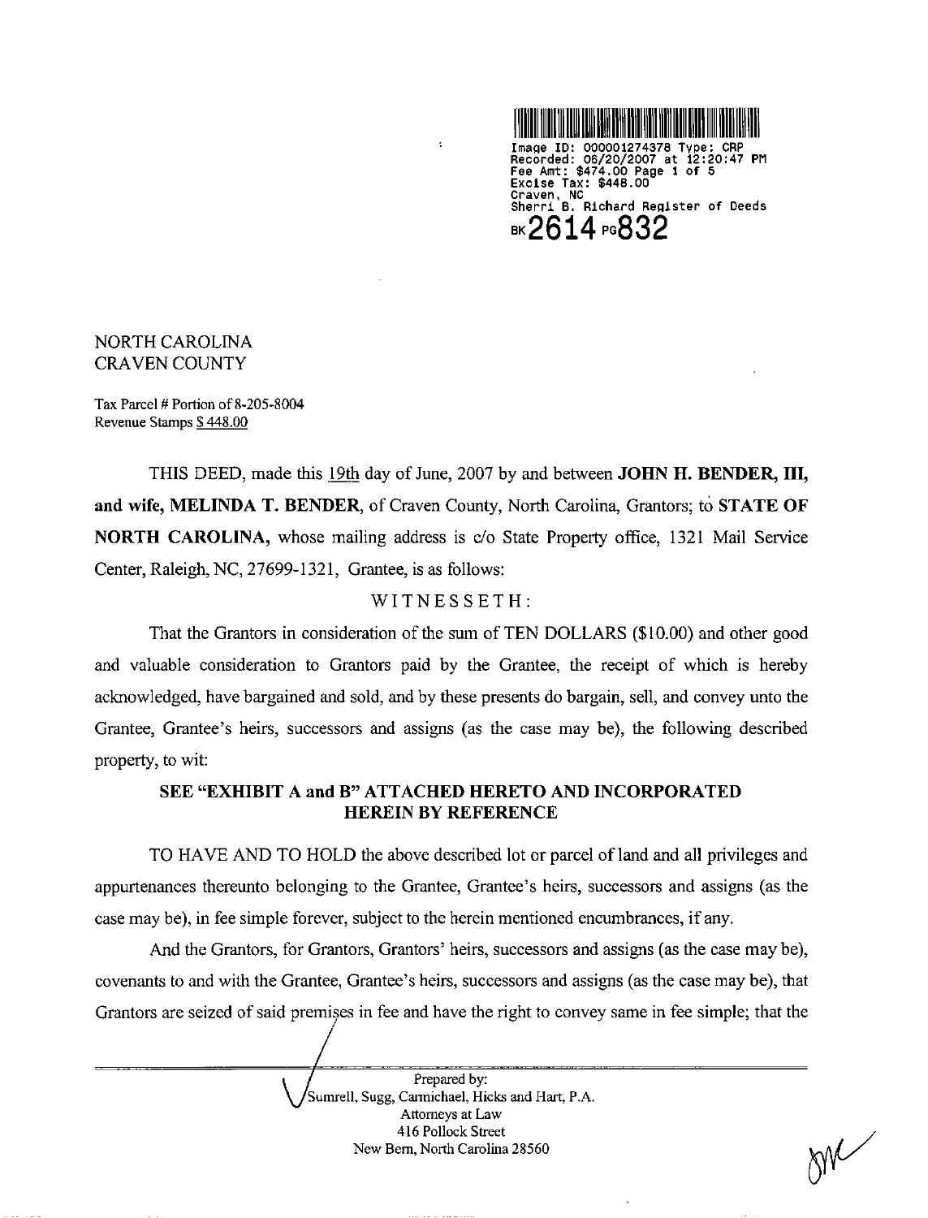Image ID: 000001274378 Type: CRP
Recorded: 06/20/2007 at 12:20:47 PM
Fee Amt: $474.00 Page 1 of 5
Excise Tax: $448.00
Craven, NC
Sherri B. Richard Register of Deeds
BK 2614 PG 832

NORTH CAROLINA
CRAVEN COUNTY

Tax Parcel # Portion of 8-205-8004
Revenue Stamps $ 448.00

THIS DEED, made this 19th day of June, 2007 by and between **JOHN H. BENDER, III, and wife, MELINDA T. BENDER**, of Craven County, North Carolina, Grantors; to **STATE OF NORTH CAROLINA,** whose mailing address is c/o State Property office, 1321 Mail Service Center, Raleigh, NC, 27699-1321, Grantee, is as follows:

WITNESSETH:

That the Grantors in consideration of the sum of TEN DOLLARS ($10.00) and other good and valuable consideration to Grantors paid by the Grantee, the receipt of which is hereby acknowledged, have bargained and sold, and by these presents do bargain, sell, and convey unto the Grantee, Grantee's heirs, successors and assigns (as the case may be), the following described property, to wit:

**SEE "EXHIBIT A and B" ATTACHED HERETO AND INCORPORATED HEREIN BY REFERENCE**

TO HAVE AND TO HOLD the above described lot or parcel of land and all privileges and appurtenances thereunto belonging to the Grantee, Grantee's heirs, successors and assigns (as the case may be), in fee simple forever, subject to the herein mentioned encumbrances, if any.

And the Grantors, for Grantors, Grantors' heirs, successors and assigns (as the case may be), covenants to and with the Grantee, Grantee's heirs, successors and assigns (as the case may be), that Grantors are seized of said premises in fee and have the right to convey same in fee simple; that the

Prepared by:
Sumrell, Sugg, Carmichael, Hicks and Hart, P.A.
Attorneys at Law
416 Pollock Street
New Bern, North Carolina 28560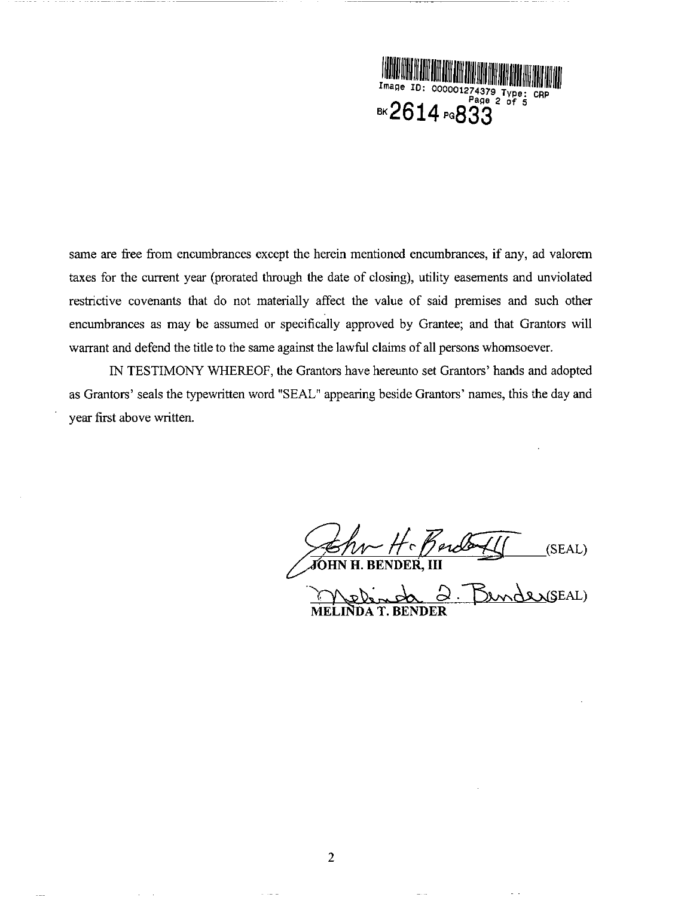same are free from encumbrances except the herein mentioned encumbrances, if any, ad valorem taxes for the current year (prorated through the date of closing), utility easements and unviolated restrictive covenants that do not materially affect the value of said premises and such other encumbrances as may be assumed or specifically approved by Grantee; and that Grantors will warrant and defend the title to the same against the lawful claims of all persons whomsoever.

IN TESTIMONY WHEREOF, the Grantors have hereunto set Grantors' hands and adopted as Grantors' seals the typewritten word "SEAL" appearing beside Grantors' names, this the day and year first above written.

_________________________(SEAL)
**JOHN H. BENDER, III**

_________________________(SEAL)
**MELINDA T. BENDER**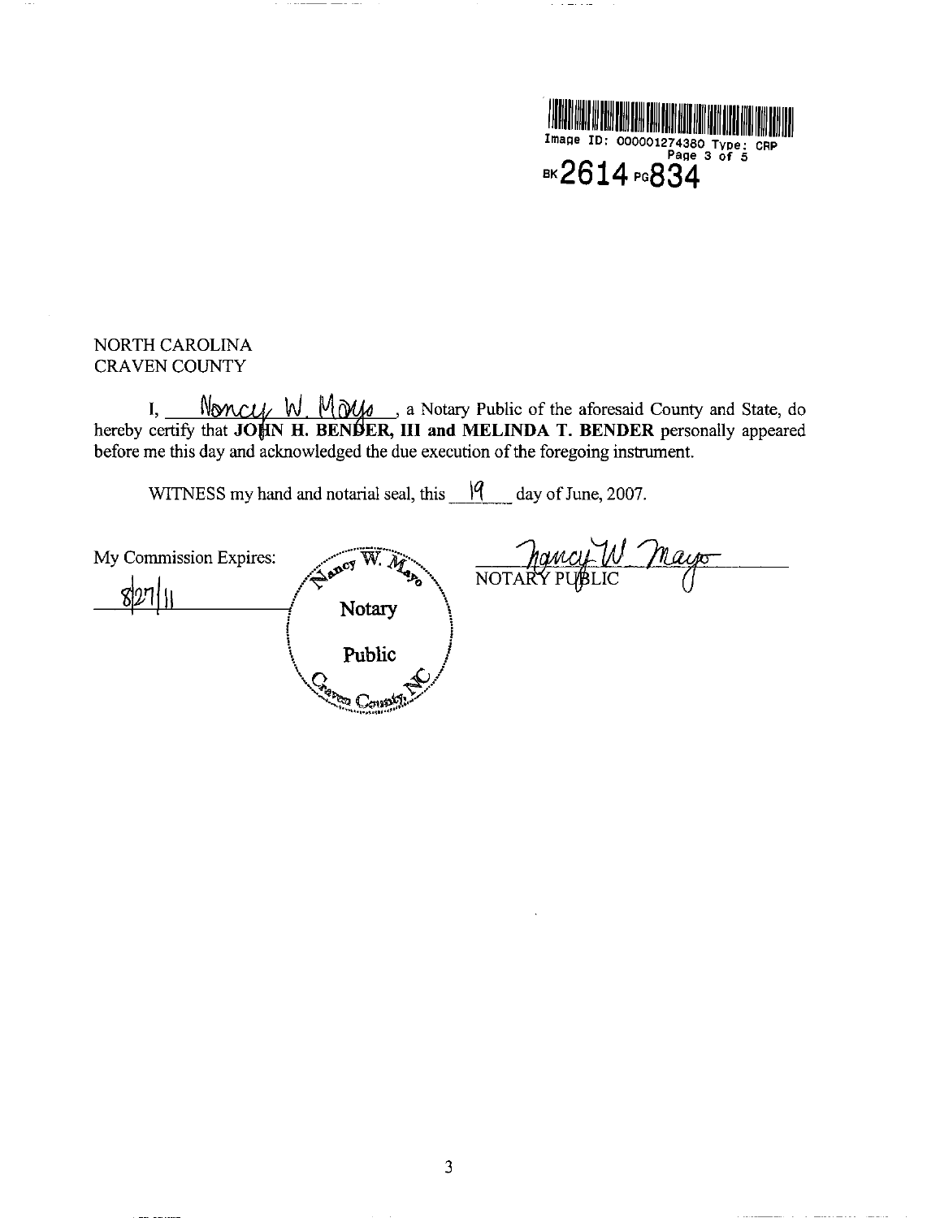Image ID: 000001274380 Type: CRP
Page 3 of 5
BK 2614 PG 834

NORTH CAROLINA
CRAVEN COUNTY

I, Nancy W. Mayo, a Notary Public of the aforesaid County and State, do hereby certify that **JOHN H. BENDER, III and MELINDA T. BENDER** personally appeared before me this day and acknowledged the due execution of the foregoing instrument.

WITNESS my hand and notarial seal, this 19 day of June, 2007.

My Commission Expires:
8/27/11

Nancy W. Mayo Notary Public Craven County, NC

Nancy W Mayo
NOTARY PUBLIC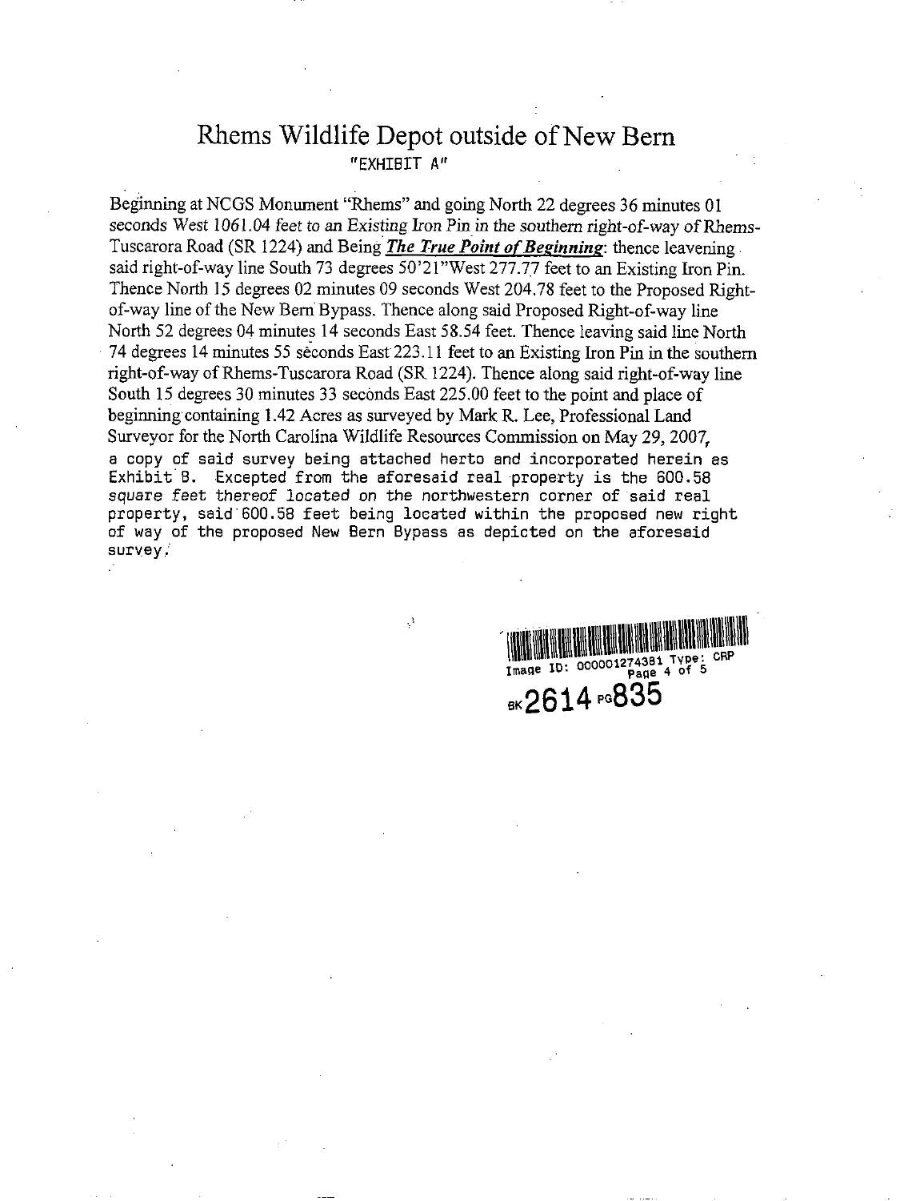# Rhems Wildlife Depot outside of New Bern

"EXHIBIT A"

Beginning at NCGS Monument "Rhems" and going North 22 degrees 36 minutes 01 seconds West 1061.04 feet to an Existing Iron Pin in the southern right-of-way of Rhems-Tuscarora Road (SR 1224) and Being ***The True Point of Beginning***: thence leavening said right-of-way line South 73 degrees 50'21"West 277.77 feet to an Existing Iron Pin. Thence North 15 degrees 02 minutes 09 seconds West 204.78 feet to the Proposed Right-of-way line of the New Bern Bypass. Thence along said Proposed Right-of-way line North 52 degrees 04 minutes 14 seconds East 58.54 feet. Thence leaving said line North 74 degrees 14 minutes 55 seconds East 223.11 feet to an Existing Iron Pin in the southern right-of-way of Rhems-Tuscarora Road (SR 1224). Thence along said right-of-way line South 15 degrees 30 minutes 33 seconds East 225.00 feet to the point and place of beginning containing 1.42 Acres as surveyed by Mark R. Lee, Professional Land Surveyor for the North Carolina Wildlife Resources Commission on May 29, 2007, a copy of said survey being attached herto and incorporated herein as Exhibit B. Excepted from the aforesaid real property is the 600.58 square feet thereof located on the northwestern corner of said real property, said 600.58 feet being located within the proposed new right of way of the proposed New Bern Bypass as depicted on the aforesaid survey.

Image ID: 000001274381 Type: CRP
Page 4 of 5

BK 2614 PG 835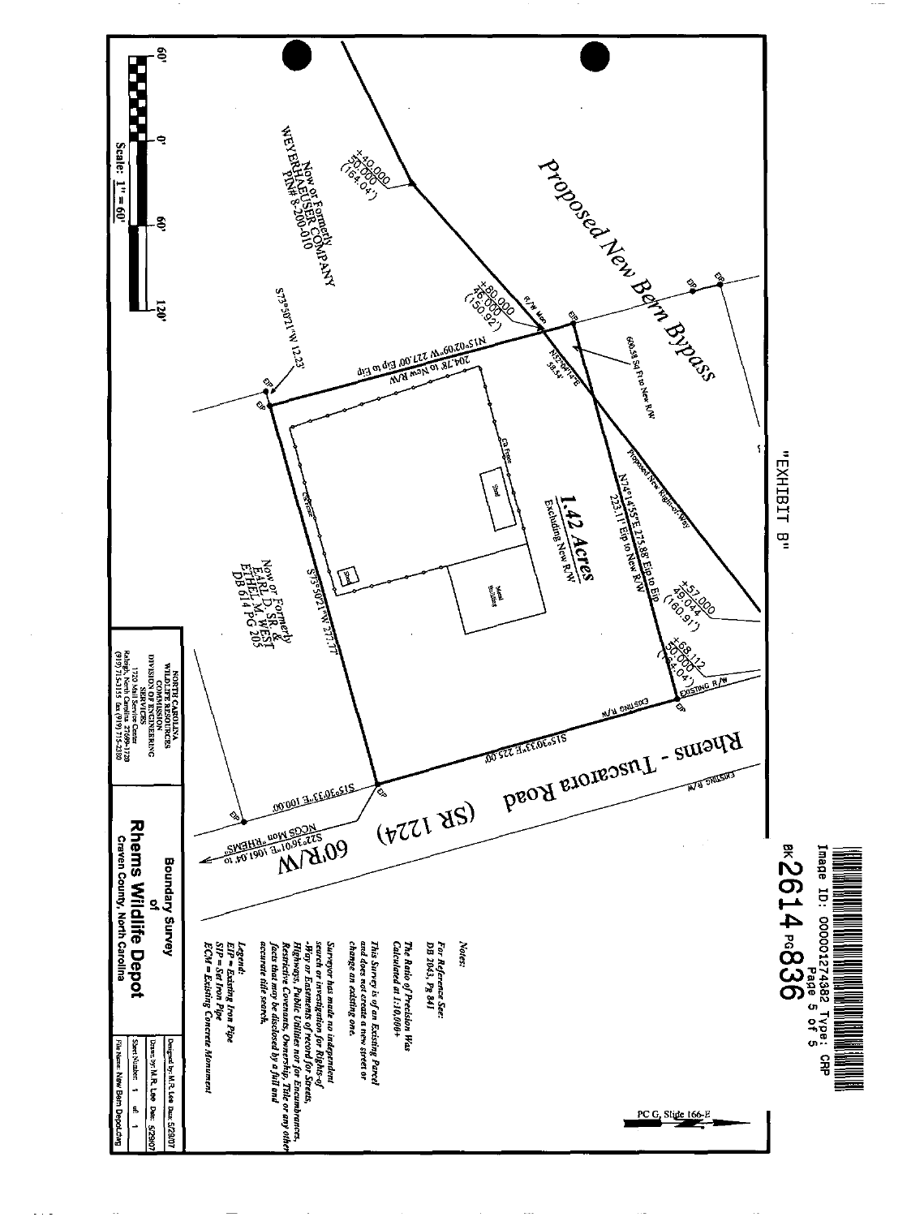"EXHIBIT B"

Image ID: 000001274382 Type: CRP
BK 2614 PG 836

PC G, Slide 166-E

Proposed New Bern Bypass

Proposed New Right-of-Way

600.58 Sq Ft to New R/W

1.42 Acres
Excluding New R/W

N74°14'55"E 275.88' Eip to Eip
222.11' Eip to New R/W

N15°02'09"W 227.00' Eip to Eip
204.78' to New R/W

S73°50'21"W 12.23'

S73°50'21"W 277.77'

S15°03'33"E 225.00'

S15°03'33"E 100.00'

N74°14'55"E 58.54'

+80.000 46.000' (150.92')

+40.000 50.000' (164.04')

+57.000 49.044' (160.91')

+68.112 50.000' (164.04')

R/W Mon

EIP

Existing R/W

Rhems - Tuscarora Road (SR 1224)

60'R/W

NCGS Mon "RHEMS" S22°16'01"E 1061.04' to

Now or Formerly
WEYERHAEUSER COMPANY
PIN# 8-200-010

Now or Formerly
EARL D. SR &
ETHEL M. WEST
DB 614 Pg 205

Shed

Metal Building

CB Fence

Scale: 1" = 60'

60' 0' 60' 120'

Notes:

For Reference See:
DB 2043, Pg 841

The Ratio of Precision Was Calculated at 1:10,000+

This Survey is of an Existing Parcel and does not create a new street or change an existing one.

Surveyor has made no independent search or investigation for Rights-of-Way or Easements of record for Streets, Highways, Public Utilities nor for Encumbrances, Restrictive Covenants, Ownership, Title or any other facts that may be disclosed by a full and accurate title search.

Legend:
EIP = Existing Iron Pipe
SIP = Set Iron Pipe
ECM = Existing Concrete Monument

NORTH CAROLINA
WILDLIFE RESOURCES
COMMISSION
DIVISION OF ENGINEERING
SERVICES
1720 Mail Service Center
Raleigh, North Carolina 27699-1720
(919) 715-5115 fax (919) 715-2380

Boundary Survey
of
Rhems Wildlife Depot
Craven County, North Carolina

| | |
|---|---|
| Designed by: M.R. Lee | Date: 5/29/07 |
| Drawn by: M.R. Lee | Date: 5/29/07 |
| Sheet Number: 1 | of: 1 |
| File Name: New Bern Depot.dwg | |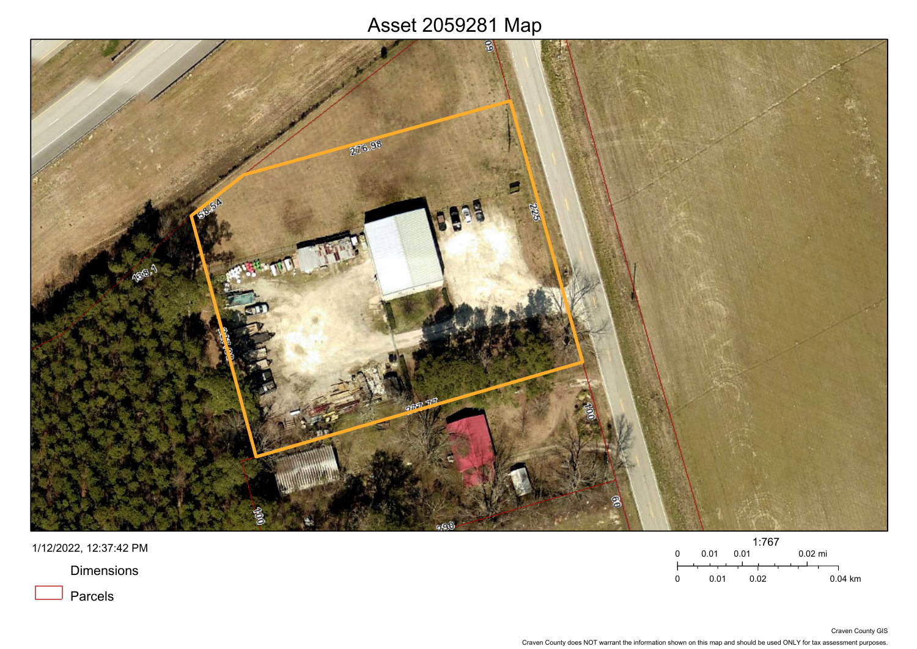# Asset 2059281 Map

1/12/2022, 12:37:42 PM

Dimensions

Parcels

1:767

0 0.01 0.01 0.02 mi

0 0.01 0.02 0.04 km

Craven County GIS

Craven County does NOT warrant the information shown on this map and should be used ONLY for tax assessment purposes.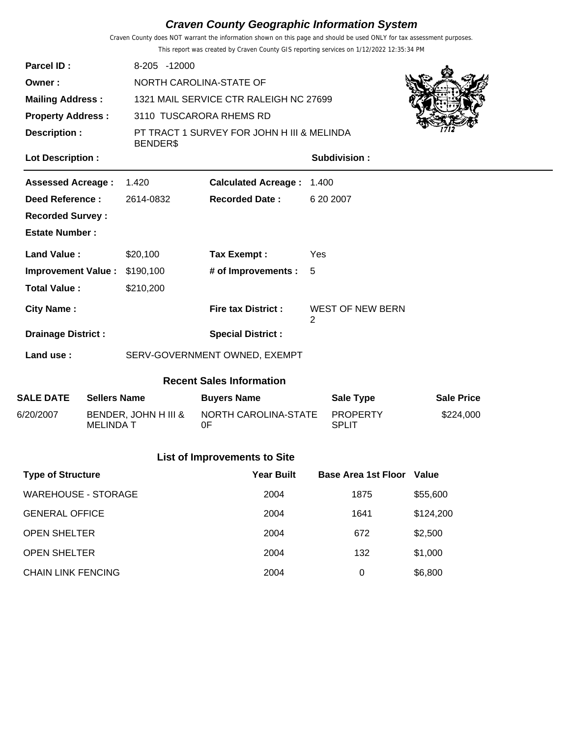# *Craven County Geographic Information System*

Craven County does NOT warrant the information shown on this page and should be used ONLY for tax assessment purposes.

This report was created by Craven County GIS reporting services on 1/12/2022 12:35:34 PM

**Parcel ID :** 8-205 -12000

**Owner :** NORTH CAROLINA-STATE OF

**Mailing Address :** 1321 MAIL SERVICE CTR RALEIGH NC 27699

**Property Address :** 3110 TUSCARORA RHEMS RD

**Description :** PT TRACT 1 SURVEY FOR JOHN H III & MELINDA BENDER$

**Lot Description :**

**Subdivision :**

| | | | |
|---|---|---|---|
| **Assessed Acreage :** | 1.420 | **Calculated Acreage :** | 1.400 |
| **Deed Reference :** | 2614-0832 | **Recorded Date :** | 6 20 2007 |
| **Recorded Survey :** | | | |
| **Estate Number :** | | | |
| **Land Value :** | $20,100 | **Tax Exempt :** | Yes |
| **Improvement Value :** | $190,100 | **# of Improvements :** | 5 |
| **Total Value :** | $210,200 | | |
| **City Name :** | | **Fire tax District :** | WEST OF NEW BERN 2 |
| **Drainage District :** | | **Special District :** | |
| **Land use :** | SERV-GOVERNMENT OWNED, EXEMPT | | |

## Recent Sales Information

| SALE DATE | Sellers Name | Buyers Name | Sale Type | Sale Price |
|---|---|---|---|---|
| 6/20/2007 | BENDER, JOHN H III & MELINDA T | NORTH CAROLINA-STATE 0F | PROPERTY SPLIT | $224,000 |

## List of Improvements to Site

| Type of Structure | Year Built | Base Area 1st Floor | Value |
|---|---|---|---|
| WAREHOUSE - STORAGE | 2004 | 1875 | $55,600 |
| GENERAL OFFICE | 2004 | 1641 | $124,200 |
| OPEN SHELTER | 2004 | 672 | $2,500 |
| OPEN SHELTER | 2004 | 132 | $1,000 |
| CHAIN LINK FENCING | 2004 | 0 | $6,800 |